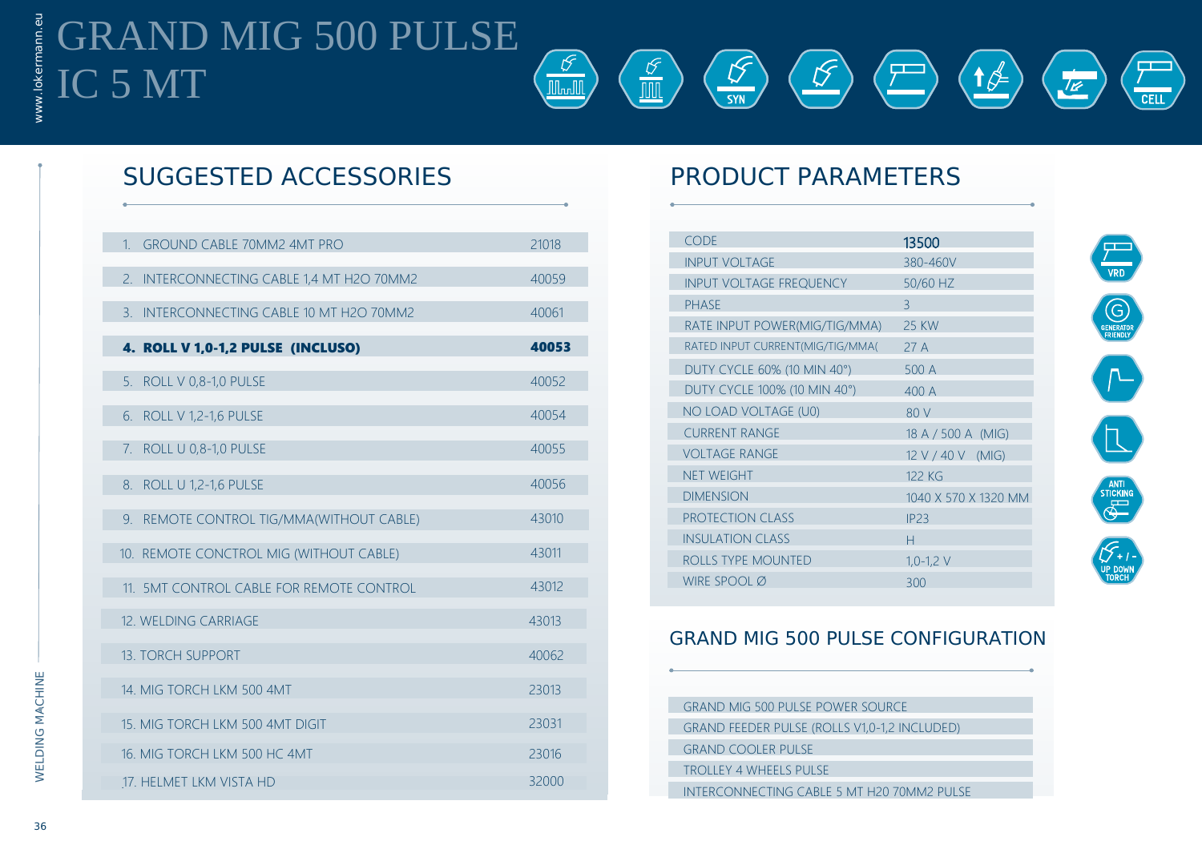# GRAND MIG 500 PULSE IC 5 MT

## SUGGESTED ACCESSORIES

| | |
|---|---|
| 1. GROUND CABLE 70MM2 4MT PRO | 21018 |
| 2. INTERCONNECTING CABLE 1,4 MT H2O 70MM2 | 40059 |
| 3. INTERCONNECTING CABLE 10 MT H2O 70MM2 | 40061 |
| **4. ROLL V 1,0-1,2 PULSE (INCLUSO)** | **40053** |
| 5. ROLL V 0,8-1,0 PULSE | 40052 |
| 6. ROLL V 1,2-1,6 PULSE | 40054 |
| 7. ROLL U 0,8-1,0 PULSE | 40055 |
| 8. ROLL U 1,2-1,6 PULSE | 40056 |
| 9. REMOTE CONTROL TIG/MMA(WITHOUT CABLE) | 43010 |
| 10. REMOTE CONCTROL MIG (WITHOUT CABLE) | 43011 |
| 11. 5MT CONTROL CABLE FOR REMOTE CONTROL | 43012 |
| 12. WELDING CARRIAGE | 43013 |
| 13. TORCH SUPPORT | 40062 |
| 14. MIG TORCH LKM 500 4MT | 23013 |
| 15. MIG TORCH LKM 500 4MT DIGIT | 23031 |
| 16. MIG TORCH LKM 500 HC 4MT | 23016 |
| 17. HELMET LKM VISTA HD | 32000 |

## PRODUCT PARAMETERS

| | |
|---|---|
| CODE | 13500 |
| INPUT VOLTAGE | 380-460V |
| INPUT VOLTAGE FREQUENCY | 50/60 HZ |
| PHASE | 3 |
| RATE INPUT POWER(MIG/TIG/MMA) | 25 KW |
| RATED INPUT CURRENT(MIG/TIG/MMA( | 27 A |
| DUTY CYCLE 60% (10 MIN 40°) | 500 A |
| DUTY CYCLE 100% (10 MIN 40°) | 400 A |
| NO LOAD VOLTAGE (U0) | 80 V |
| CURRENT RANGE | 18 A / 500 A (MIG) |
| VOLTAGE RANGE | 12 V / 40 V (MIG) |
| NET WEIGHT | 122 KG |
| DIMENSION | 1040 X 570 X 1320 MM |
| PROTECTION CLASS | IP23 |
| INSULATION CLASS | H |
| ROLLS TYPE MOUNTED | 1,0-1,2 V |
| WIRE SPOOL Ø | 300 |

VRD · GENERATOR FRIENDLY · ANTI STICKING · +/- UP DOWN TORCH

## GRAND MIG 500 PULSE CONFIGURATION

- GRAND MIG 500 PULSE POWER SOURCE
- GRAND FEEDER PULSE (ROLLS V1,0-1,2 INCLUDED)
- GRAND COOLER PULSE
- TROLLEY 4 WHEELS PULSE
- INTERCONNECTING CABLE 5 MT H20 70MM2 PULSE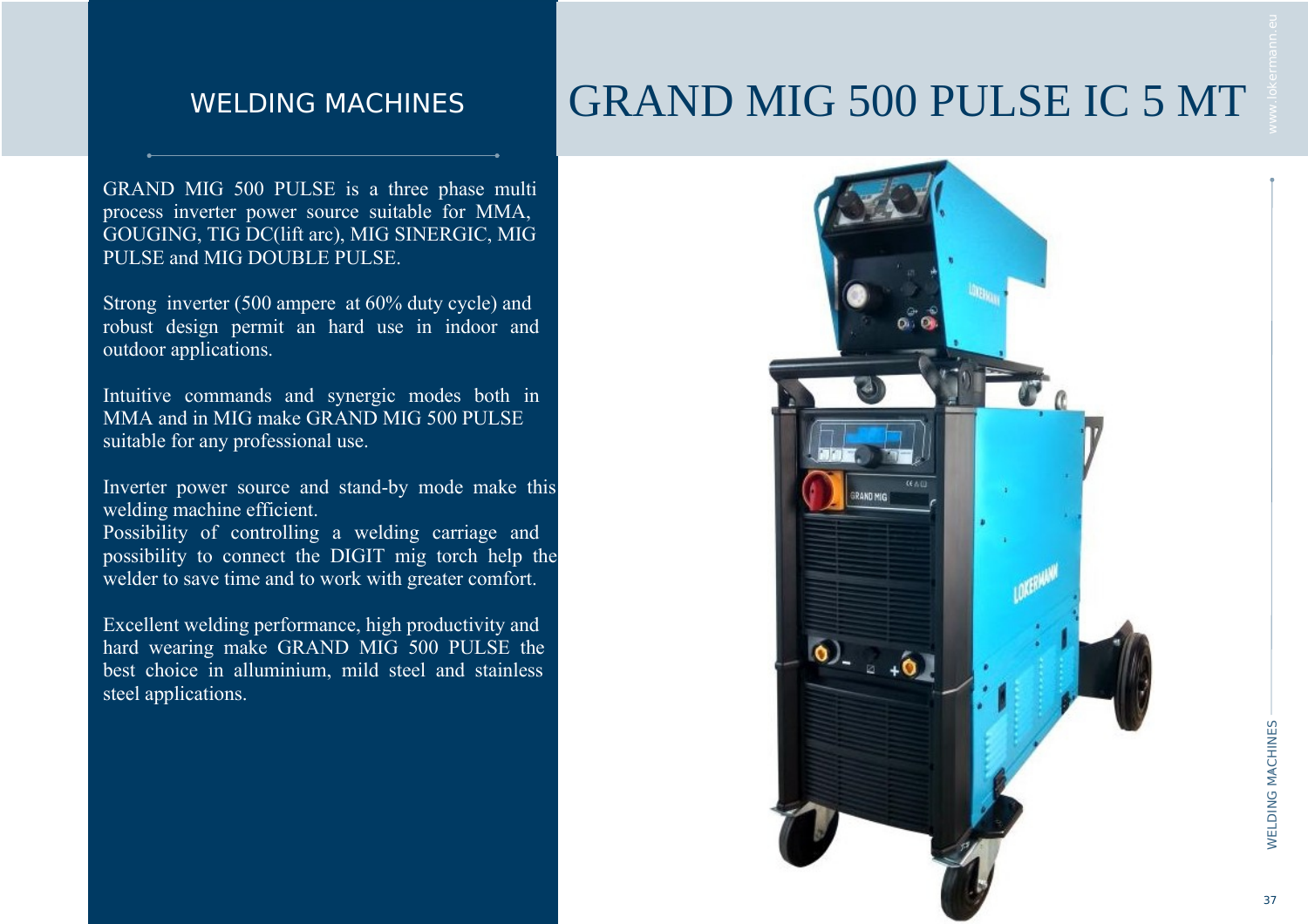# GRAND MIG 500 PULSE IC 5 MT

## WELDING MACHINES

GRAND MIG 500 PULSE is a three phase multi process inverter power source suitable for MMA, GOUGING, TIG DC(lift arc), MIG SINERGIC, MIG PULSE and MIG DOUBLE PULSE.

Strong inverter (500 ampere at 60% duty cycle) and robust design permit an hard use in indoor and outdoor applications.

Intuitive commands and synergic modes both in MMA and in MIG make GRAND MIG 500 PULSE suitable for any professional use.

Inverter power source and stand-by mode make this welding machine efficient.
Possibility of controlling a welding carriage and possibility to connect the DIGIT mig torch help the welder to save time and to work with greater comfort.

Excellent welding performance, high productivity and hard wearing make GRAND MIG 500 PULSE the best choice in alluminium, mild steel and stainless steel applications.